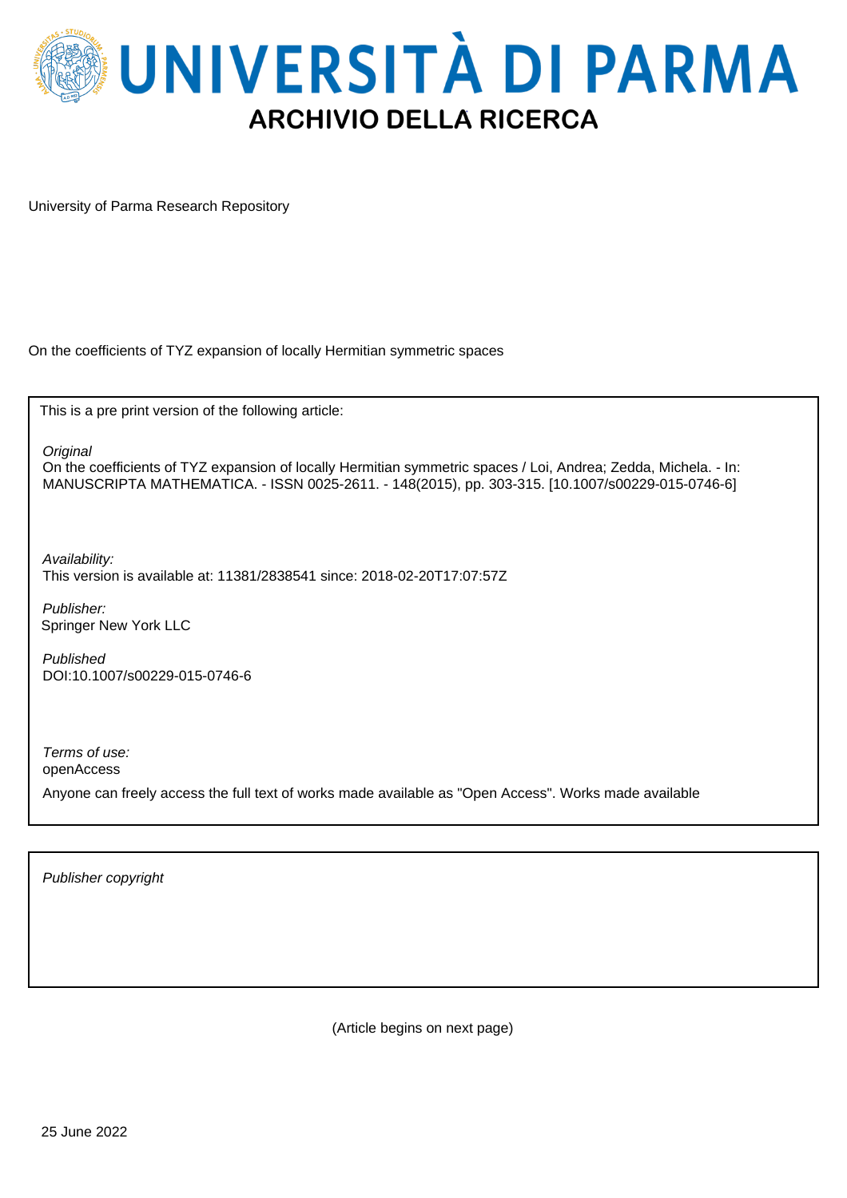# UNIVERSITÀ DI PARMA

## ARCHIVIO DELLA RICERCA

University of Parma Research Repository

On the coefficients of TYZ expansion of locally Hermitian symmetric spaces

This is a pre print version of the following article:

*Original*
On the coefficients of TYZ expansion of locally Hermitian symmetric spaces / Loi, Andrea; Zedda, Michela. - In: MANUSCRIPTA MATHEMATICA. - ISSN 0025-2611. - 148(2015), pp. 303-315. [10.1007/s00229-015-0746-6]

*Availability:*
This version is available at: 11381/2838541 since: 2018-02-20T17:07:57Z

*Publisher:*
Springer New York LLC

*Published*
DOI:10.1007/s00229-015-0746-6

*Terms of use:*
openAccess

Anyone can freely access the full text of works made available as "Open Access". Works made available

*Publisher copyright*

(Article begins on next page)

25 June 2022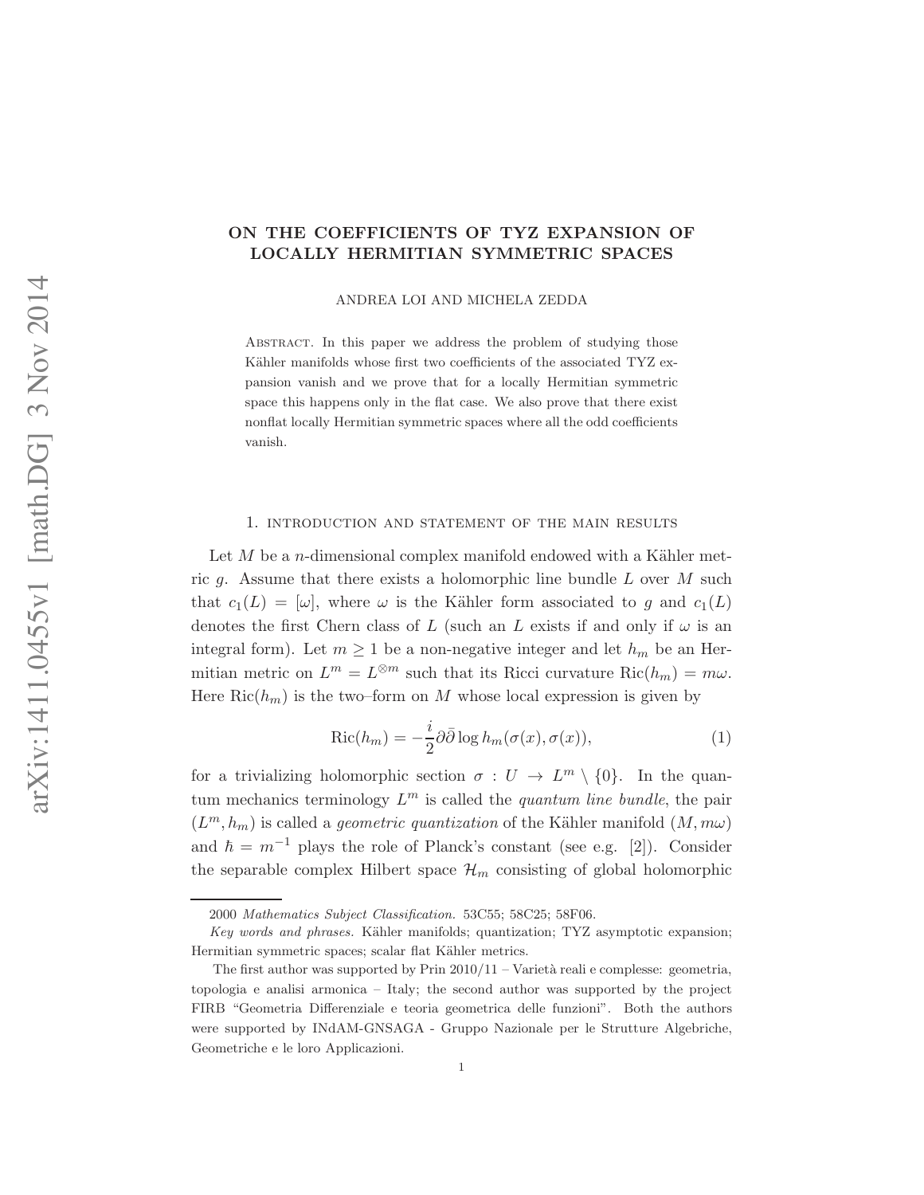# ON THE COEFFICIENTS OF TYZ EXPANSION OF LOCALLY HERMITIAN SYMMETRIC SPACES

ANDREA LOI AND MICHELA ZEDDA

Abstract. In this paper we address the problem of studying those Kähler manifolds whose first two coefficients of the associated TYZ expansion vanish and we prove that for a locally Hermitian symmetric space this happens only in the flat case. We also prove that there exist nonflat locally Hermitian symmetric spaces where all the odd coefficients vanish.

## 1. Introduction and statement of the main results

Let $M$ be a $n$-dimensional complex manifold endowed with a Kähler metric $g$. Assume that there exists a holomorphic line bundle $L$ over $M$ such that $c_1(L) = [\omega]$, where $\omega$ is the Kähler form associated to $g$ and $c_1(L)$ denotes the first Chern class of $L$ (such an $L$ exists if and only if $\omega$ is an integral form). Let $m \geq 1$ be a non-negative integer and let $h_m$ be an Hermitian metric on $L^m = L^{\otimes m}$ such that its Ricci curvature $\mathrm{Ric}(h_m) = m\omega$. Here $\mathrm{Ric}(h_m)$ is the two–form on $M$ whose local expression is given by

$$\mathrm{Ric}(h_m) = -\frac{i}{2}\partial\bar{\partial}\log h_m(\sigma(x), \sigma(x)), \tag{1}$$

for a trivializing holomorphic section $\sigma : U \to L^m \setminus \{0\}$. In the quantum mechanics terminology $L^m$ is called the *quantum line bundle*, the pair $(L^m, h_m)$ is called a *geometric quantization* of the Kähler manifold $(M, m\omega)$ and $\hbar = m^{-1}$ plays the role of Planck's constant (see e.g. [2]). Consider the separable complex Hilbert space $\mathcal{H}_m$ consisting of global holomorphic

2000 *Mathematics Subject Classification.* 53C55; 58C25; 58F06.

*Key words and phrases.* Kähler manifolds; quantization; TYZ asymptotic expansion; Hermitian symmetric spaces; scalar flat Kähler metrics.

The first author was supported by Prin 2010/11 – Varietà reali e complesse: geometria, topologia e analisi armonica – Italy; the second author was supported by the project FIRB "Geometria Differenziale e teoria geometrica delle funzioni". Both the authors were supported by INdAM-GNSAGA - Gruppo Nazionale per le Strutture Algebriche, Geometriche e le loro Applicazioni.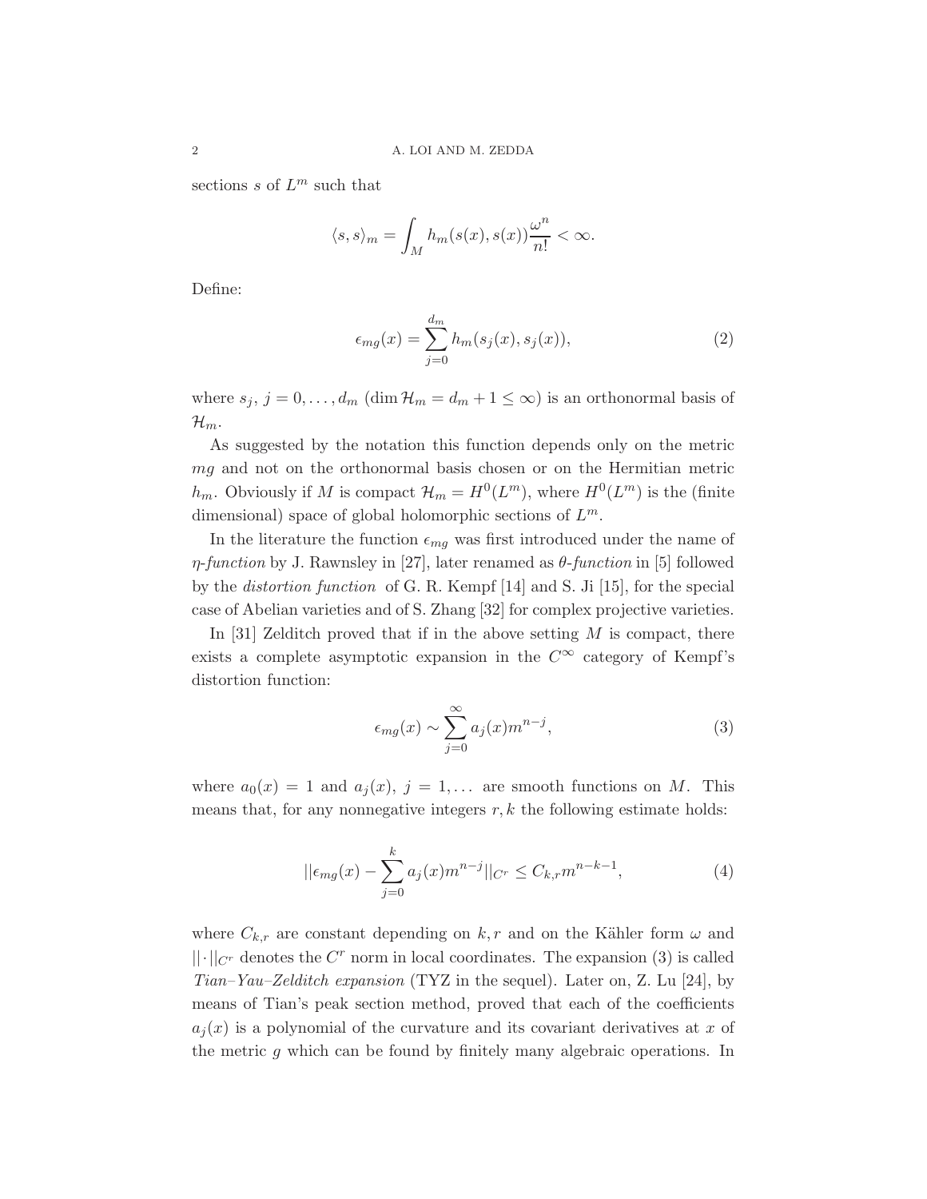sections $s$ of $L^m$ such that

$$\langle s, s\rangle_m = \int_M h_m(s(x), s(x))\frac{\omega^n}{n!} < \infty.$$

Define:

$$\epsilon_{mg}(x) = \sum_{j=0}^{d_m} h_m(s_j(x), s_j(x)), \tag{2}$$

where $s_j$, $j = 0, \ldots, d_m$ ($\dim \mathcal{H}_m = d_m + 1 \leq \infty$) is an orthonormal basis of $\mathcal{H}_m$.

As suggested by the notation this function depends only on the metric $mg$ and not on the orthonormal basis chosen or on the Hermitian metric $h_m$. Obviously if $M$ is compact $\mathcal{H}_m = H^0(L^m)$, where $H^0(L^m)$ is the (finite dimensional) space of global holomorphic sections of $L^m$.

In the literature the function $\epsilon_{mg}$ was first introduced under the name of *$\eta$-function* by J. Rawnsley in [27], later renamed as *$\theta$-function* in [5] followed by the *distortion function* of G. R. Kempf [14] and S. Ji [15], for the special case of Abelian varieties and of S. Zhang [32] for complex projective varieties.

In [31] Zelditch proved that if in the above setting $M$ is compact, there exists a complete asymptotic expansion in the $C^\infty$ category of Kempf's distortion function:

$$\epsilon_{mg}(x) \sim \sum_{j=0}^{\infty} a_j(x) m^{n-j}, \tag{3}$$

where $a_0(x) = 1$ and $a_j(x)$, $j = 1, \ldots$ are smooth functions on $M$. This means that, for any nonnegative integers $r, k$ the following estimate holds:

$$||\epsilon_{mg}(x) - \sum_{j=0}^{k} a_j(x) m^{n-j}||_{C^r} \leq C_{k,r} m^{n-k-1}, \tag{4}$$

where $C_{k,r}$ are constant depending on $k, r$ and on the Kähler form $\omega$ and $||\cdot||_{C^r}$ denotes the $C^r$ norm in local coordinates. The expansion (3) is called *Tian–Yau–Zelditch expansion* (TYZ in the sequel). Later on, Z. Lu [24], by means of Tian's peak section method, proved that each of the coefficients $a_j(x)$ is a polynomial of the curvature and its covariant derivatives at $x$ of the metric $g$ which can be found by finitely many algebraic operations. In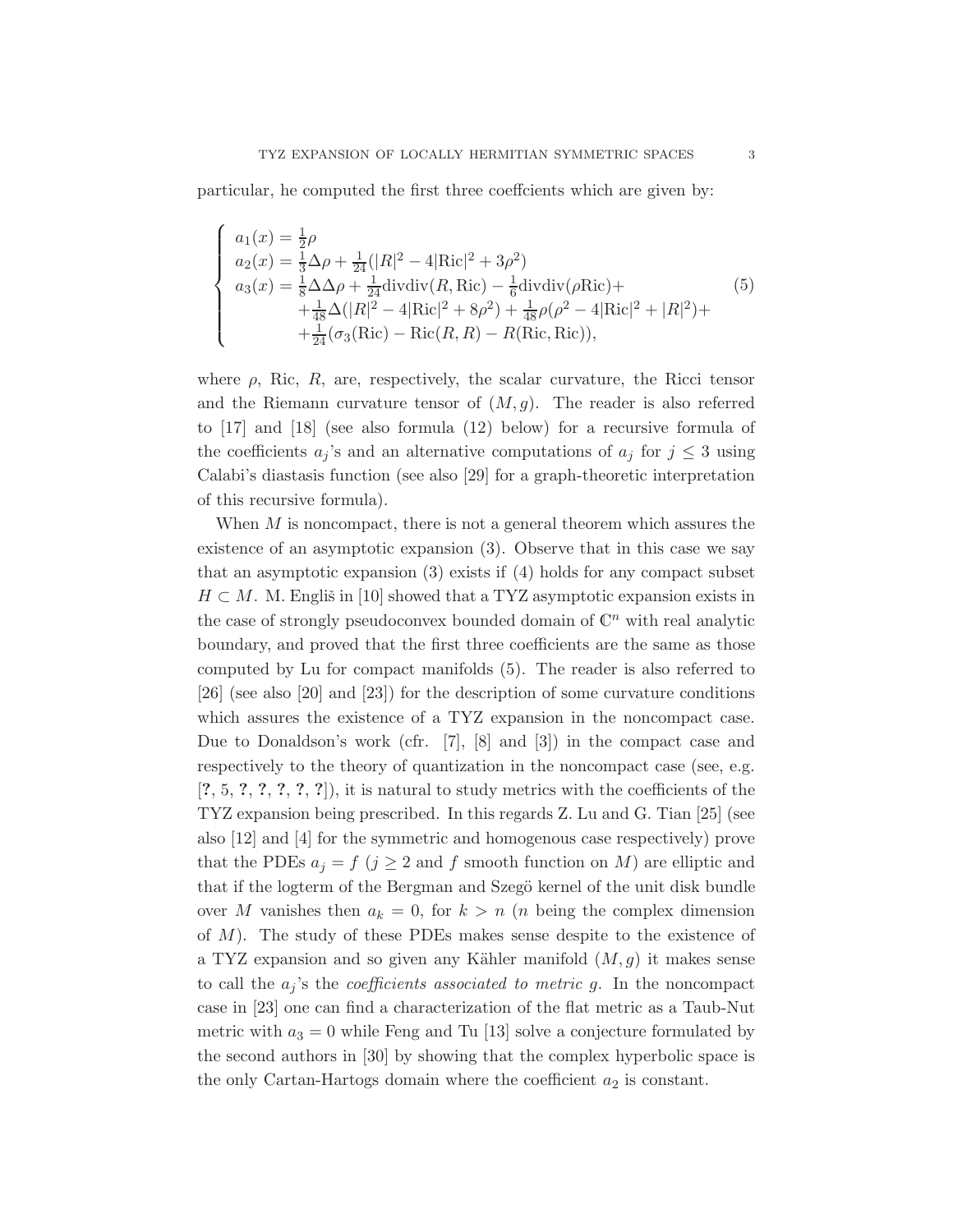particular, he computed the first three coeffcients which are given by:

$$
\left\{
\begin{array}{l}
a_1(x) = \frac{1}{2}\rho \\
a_2(x) = \frac{1}{3}\Delta\rho + \frac{1}{24}(|R|^2 - 4|\mathrm{Ric}|^2 + 3\rho^2) \\
a_3(x) = \frac{1}{8}\Delta\Delta\rho + \frac{1}{24}\mathrm{divdiv}(R, \mathrm{Ric}) - \frac{1}{6}\mathrm{divdiv}(\rho\mathrm{Ric}) + \\
\qquad + \frac{1}{48}\Delta(|R|^2 - 4|\mathrm{Ric}|^2 + 8\rho^2) + \frac{1}{48}\rho(\rho^2 - 4|\mathrm{Ric}|^2 + |R|^2) + \\
\qquad + \frac{1}{24}(\sigma_3(\mathrm{Ric}) - \mathrm{Ric}(R, R) - R(\mathrm{Ric}, \mathrm{Ric})),
\end{array}
\right.
\tag{5}
$$

where $\rho$, Ric, $R$, are, respectively, the scalar curvature, the Ricci tensor and the Riemann curvature tensor of $(M, g)$. The reader is also referred to [17] and [18] (see also formula (12) below) for a recursive formula of the coefficients $a_j$'s and an alternative computations of $a_j$ for $j \leq 3$ using Calabi's diastasis function (see also [29] for a graph-theoretic interpretation of this recursive formula).

When $M$ is noncompact, there is not a general theorem which assures the existence of an asymptotic expansion (3). Observe that in this case we say that an asymptotic expansion (3) exists if (4) holds for any compact subset $H \subset M$. M. Engliš in [10] showed that a TYZ asymptotic expansion exists in the case of strongly pseudoconvex bounded domain of $\mathbb{C}^n$ with real analytic boundary, and proved that the first three coefficients are the same as those computed by Lu for compact manifolds (5). The reader is also referred to [26] (see also [20] and [23]) for the description of some curvature conditions which assures the existence of a TYZ expansion in the noncompact case. Due to Donaldson's work (cfr. [7], [8] and [3]) in the compact case and respectively to the theory of quantization in the noncompact case (see, e.g. [?, 5, ?, ?, ?, ?, ?]), it is natural to study metrics with the coefficients of the TYZ expansion being prescribed. In this regards Z. Lu and G. Tian [25] (see also [12] and [4] for the symmetric and homogenous case respectively) prove that the PDEs $a_j = f$ ($j \geq 2$ and $f$ smooth function on $M$) are elliptic and that if the logterm of the Bergman and Szegö kernel of the unit disk bundle over $M$ vanishes then $a_k = 0$, for $k > n$ ($n$ being the complex dimension of $M$). The study of these PDEs makes sense despite to the existence of a TYZ expansion and so given any Kähler manifold $(M, g)$ it makes sense to call the $a_j$'s the *coefficients associated to metric* $g$. In the noncompact case in [23] one can find a characterization of the flat metric as a Taub-Nut metric with $a_3 = 0$ while Feng and Tu [13] solve a conjecture formulated by the second authors in [30] by showing that the complex hyperbolic space is the only Cartan-Hartogs domain where the coefficient $a_2$ is constant.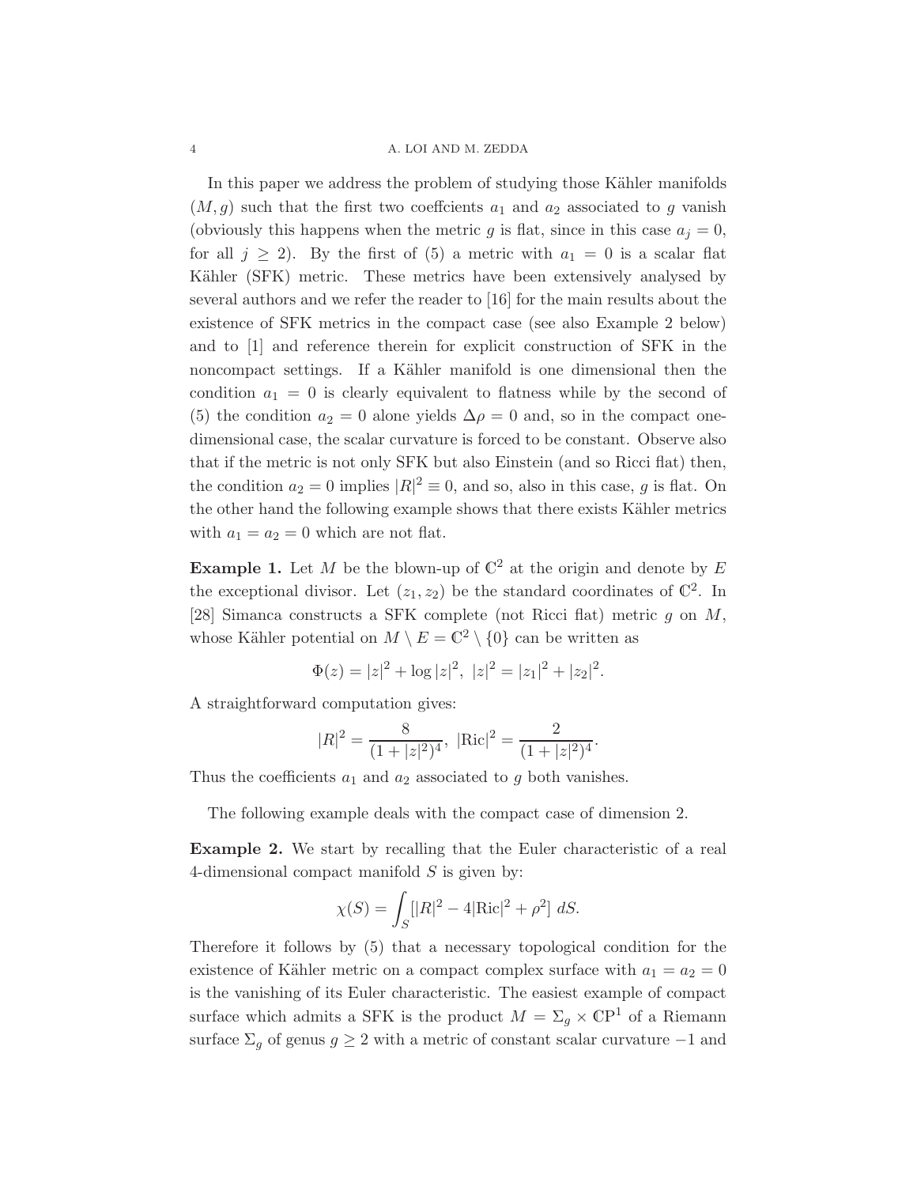In this paper we address the problem of studying those Kähler manifolds $(M, g)$ such that the first two coeffcients $a_1$ and $a_2$ associated to $g$ vanish (obviously this happens when the metric $g$ is flat, since in this case $a_j = 0$, for all $j \geq 2$). By the first of (5) a metric with $a_1 = 0$ is a scalar flat Kähler (SFK) metric. These metrics have been extensively analysed by several authors and we refer the reader to [16] for the main results about the existence of SFK metrics in the compact case (see also Example 2 below) and to [1] and reference therein for explicit construction of SFK in the noncompact settings. If a Kähler manifold is one dimensional then the condition $a_1 = 0$ is clearly equivalent to flatness while by the second of (5) the condition $a_2 = 0$ alone yields $\Delta\rho = 0$ and, so in the compact one-dimensional case, the scalar curvature is forced to be constant. Observe also that if the metric is not only SFK but also Einstein (and so Ricci flat) then, the condition $a_2 = 0$ implies $|R|^2 \equiv 0$, and so, also in this case, $g$ is flat. On the other hand the following example shows that there exists Kähler metrics with $a_1 = a_2 = 0$ which are not flat.

**Example 1.** Let $M$ be the blown-up of $\mathbb{C}^2$ at the origin and denote by $E$ the exceptional divisor. Let $(z_1, z_2)$ be the standard coordinates of $\mathbb{C}^2$. In [28] Simanca constructs a SFK complete (not Ricci flat) metric $g$ on $M$, whose Kähler potential on $M \setminus E = \mathbb{C}^2 \setminus \{0\}$ can be written as

$$\Phi(z) = |z|^2 + \log |z|^2, \ |z|^2 = |z_1|^2 + |z_2|^2.$$

A straightforward computation gives:

$$|R|^2 = \frac{8}{(1 + |z|^2)^4}, \ |\mathrm{Ric}|^2 = \frac{2}{(1 + |z|^2)^4}.$$

Thus the coefficients $a_1$ and $a_2$ associated to $g$ both vanishes.

The following example deals with the compact case of dimension 2.

**Example 2.** We start by recalling that the Euler characteristic of a real 4-dimensional compact manifold $S$ is given by:

$$\chi(S) = \int_S [|R|^2 - 4|\mathrm{Ric}|^2 + \rho^2] \ dS.$$

Therefore it follows by (5) that a necessary topological condition for the existence of Kähler metric on a compact complex surface with $a_1 = a_2 = 0$ is the vanishing of its Euler characteristic. The easiest example of compact surface which admits a SFK is the product $M = \Sigma_g \times \mathbb{C}\mathrm{P}^1$ of a Riemann surface $\Sigma_g$ of genus $g \geq 2$ with a metric of constant scalar curvature $-1$ and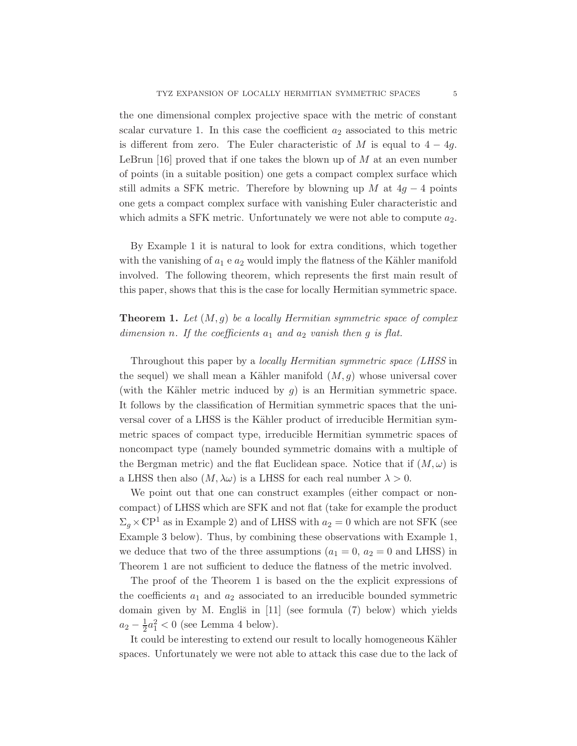the one dimensional complex projective space with the metric of constant scalar curvature 1. In this case the coefficient $a_2$ associated to this metric is different from zero. The Euler characteristic of $M$ is equal to $4 - 4g$. LeBrun [16] proved that if one takes the blown up of $M$ at an even number of points (in a suitable position) one gets a compact complex surface which still admits a SFK metric. Therefore by blowning up $M$ at $4g - 4$ points one gets a compact complex surface with vanishing Euler characteristic and which admits a SFK metric. Unfortunately we were not able to compute $a_2$.

By Example 1 it is natural to look for extra conditions, which together with the vanishing of $a_1$ e $a_2$ would imply the flatness of the Kähler manifold involved. The following theorem, which represents the first main result of this paper, shows that this is the case for locally Hermitian symmetric space.

**Theorem 1.** *Let $(M, g)$ be a locally Hermitian symmetric space of complex dimension $n$. If the coefficients $a_1$ and $a_2$ vanish then $g$ is flat.*

Throughout this paper by a *locally Hermitian symmetric space (LHSS* in the sequel) we shall mean a Kähler manifold $(M, g)$ whose universal cover (with the Kähler metric induced by $g$) is an Hermitian symmetric space. It follows by the classification of Hermitian symmetric spaces that the universal cover of a LHSS is the Kähler product of irreducible Hermitian symmetric spaces of compact type, irreducible Hermitian symmetric spaces of noncompact type (namely bounded symmetric domains with a multiple of the Bergman metric) and the flat Euclidean space. Notice that if $(M, \omega)$ is a LHSS then also $(M, \lambda\omega)$ is a LHSS for each real number $\lambda > 0$.

We point out that one can construct examples (either compact or noncompact) of LHSS which are SFK and not flat (take for example the product $\Sigma_g \times \mathbb{C}\mathrm{P}^1$ as in Example 2) and of LHSS with $a_2 = 0$ which are not SFK (see Example 3 below). Thus, by combining these observations with Example 1, we deduce that two of the three assumptions ($a_1 = 0$, $a_2 = 0$ and LHSS) in Theorem 1 are not sufficient to deduce the flatness of the metric involved.

The proof of the Theorem 1 is based on the the explicit expressions of the coefficients $a_1$ and $a_2$ associated to an irreducible bounded symmetric domain given by M. Engliš in [11] (see formula (7) below) which yields $a_2 - \frac{1}{2}a_1^2 < 0$ (see Lemma 4 below).

It could be interesting to extend our result to locally homogeneous Kähler spaces. Unfortunately we were not able to attack this case due to the lack of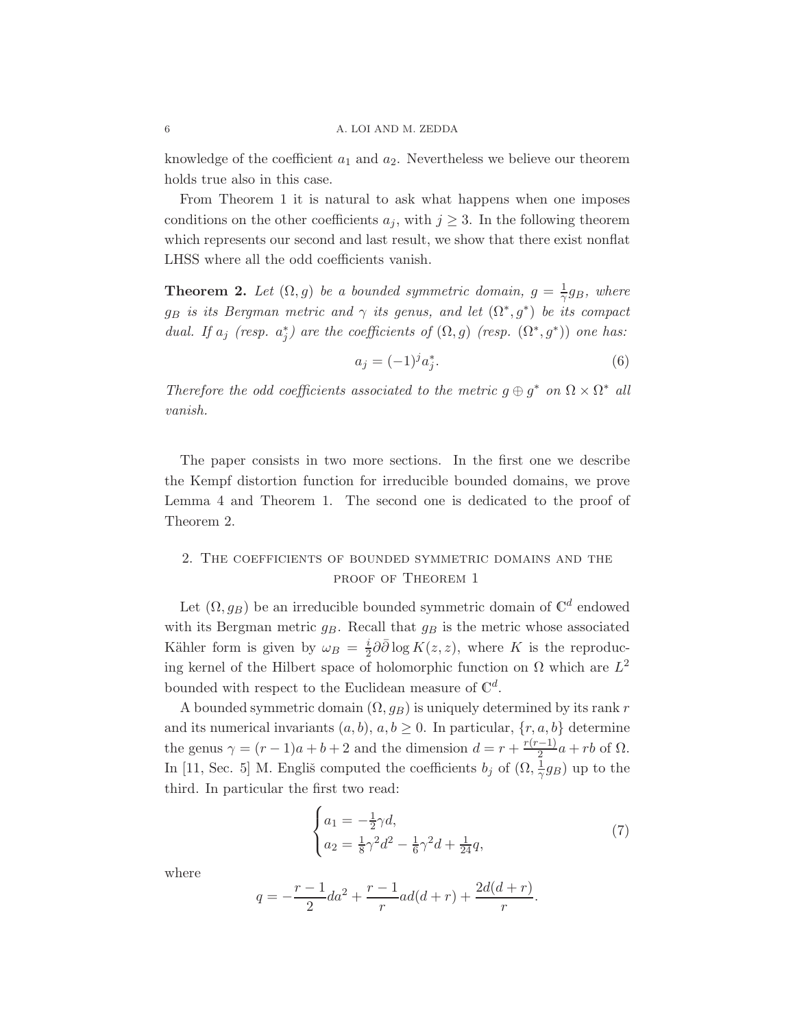knowledge of the coefficient $a_1$ and $a_2$. Nevertheless we believe our theorem holds true also in this case.

From Theorem 1 it is natural to ask what happens when one imposes conditions on the other coefficients $a_j$, with $j \geq 3$. In the following theorem which represents our second and last result, we show that there exist nonflat LHSS where all the odd coefficients vanish.

**Theorem 2.** *Let $(\Omega, g)$ be a bounded symmetric domain, $g = \frac{1}{\gamma} g_B$, where $g_B$ is its Bergman metric and $\gamma$ its genus, and let $(\Omega^*, g^*)$ be its compact dual. If $a_j$ (resp. $a_j^*$) are the coefficients of $(\Omega, g)$ (resp. $(\Omega^*, g^*)$) one has:*

$$a_j = (-1)^j a_j^*. \tag{6}$$

*Therefore the odd coefficients associated to the metric $g \oplus g^*$ on $\Omega \times \Omega^*$ all vanish.*

The paper consists in two more sections. In the first one we describe the Kempf distortion function for irreducible bounded domains, we prove Lemma 4 and Theorem 1. The second one is dedicated to the proof of Theorem 2.

## 2. The coefficients of bounded symmetric domains and the proof of Theorem 1

Let $(\Omega, g_B)$ be an irreducible bounded symmetric domain of $\mathbb{C}^d$ endowed with its Bergman metric $g_B$. Recall that $g_B$ is the metric whose associated Kähler form is given by $\omega_B = \frac{i}{2} \partial\bar{\partial} \log K(z, z)$, where $K$ is the reproducing kernel of the Hilbert space of holomorphic function on $\Omega$ which are $L^2$ bounded with respect to the Euclidean measure of $\mathbb{C}^d$.

A bounded symmetric domain $(\Omega, g_B)$ is uniquely determined by its rank $r$ and its numerical invariants $(a, b)$, $a, b \geq 0$. In particular, $\{r, a, b\}$ determine the genus $\gamma = (r-1)a + b + 2$ and the dimension $d = r + \frac{r(r-1)}{2} a + rb$ of $\Omega$. In [11, Sec. 5] M. Engliš computed the coefficients $b_j$ of $(\Omega, \frac{1}{\gamma} g_B)$ up to the third. In particular the first two read:

$$\begin{cases} a_1 = -\frac{1}{2}\gamma d, \\ a_2 = \frac{1}{8}\gamma^2 d^2 - \frac{1}{6}\gamma^2 d + \frac{1}{24} q, \end{cases} \tag{7}$$

where

$$q = -\frac{r-1}{2} d a^2 + \frac{r-1}{r} a d(d+r) + \frac{2d(d+r)}{r}.$$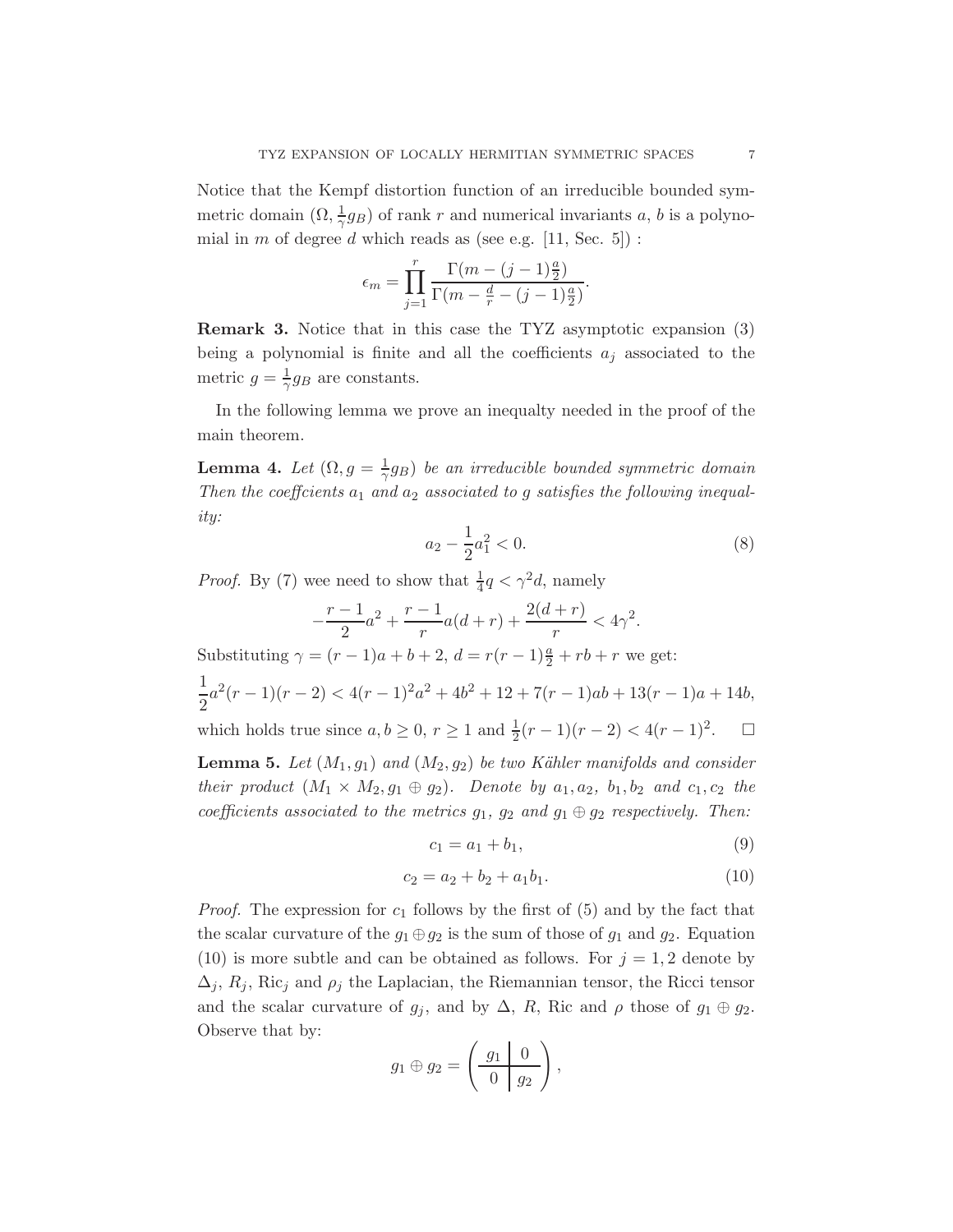Notice that the Kempf distortion function of an irreducible bounded symmetric domain $(\Omega, \frac{1}{\gamma} g_B)$ of rank $r$ and numerical invariants $a$, $b$ is a polynomial in $m$ of degree $d$ which reads as (see e.g. [11, Sec. 5]) :

$$\epsilon_m = \prod_{j=1}^{r} \frac{\Gamma(m - (j-1)\frac{a}{2})}{\Gamma(m - \frac{d}{r} - (j-1)\frac{a}{2})}.$$

**Remark 3.** Notice that in this case the TYZ asymptotic expansion (3) being a polynomial is finite and all the coefficients $a_j$ associated to the metric $g = \frac{1}{\gamma} g_B$ are constants.

In the following lemma we prove an inequalty needed in the proof of the main theorem.

**Lemma 4.** *Let $(\Omega, g = \frac{1}{\gamma} g_B)$ be an irreducible bounded symmetric domain Then the coeffcients $a_1$ and $a_2$ associated to $g$ satisfies the following inequality:*

$$a_2 - \frac{1}{2} a_1^2 < 0. \tag{8}$$

*Proof.* By (7) wee need to show that $\frac{1}{4} q < \gamma^2 d$, namely

$$-\frac{r-1}{2} a^2 + \frac{r-1}{r} a(d+r) + \frac{2(d+r)}{r} < 4\gamma^2.$$

Substituting $\gamma = (r-1)a + b + 2$, $d = r(r-1)\frac{a}{2} + rb + r$ we get:

$$\frac{1}{2} a^2 (r-1)(r-2) < 4(r-1)^2 a^2 + 4b^2 + 12 + 7(r-1)ab + 13(r-1)a + 14b,$$

which holds true since $a, b \geq 0$, $r \geq 1$ and $\frac{1}{2}(r-1)(r-2) < 4(r-1)^2$. $\square$

**Lemma 5.** *Let $(M_1, g_1)$ and $(M_2, g_2)$ be two Kähler manifolds and consider their product $(M_1 \times M_2, g_1 \oplus g_2)$. Denote by $a_1, a_2$, $b_1, b_2$ and $c_1, c_2$ the coefficients associated to the metrics $g_1$, $g_2$ and $g_1 \oplus g_2$ respectively. Then:*

$$c_1 = a_1 + b_1, \tag{9}$$

$$c_2 = a_2 + b_2 + a_1 b_1. \tag{10}$$

*Proof.* The expression for $c_1$ follows by the first of (5) and by the fact that the scalar curvature of the $g_1 \oplus g_2$ is the sum of those of $g_1$ and $g_2$. Equation (10) is more subtle and can be obtained as follows. For $j = 1, 2$ denote by $\Delta_j$, $R_j$, $\mathrm{Ric}_j$ and $\rho_j$ the Laplacian, the Riemannian tensor, the Ricci tensor and the scalar curvature of $g_j$, and by $\Delta$, $R$, $\mathrm{Ric}$ and $\rho$ those of $g_1 \oplus g_2$. Observe that by:

$$g_1 \oplus g_2 = \left( \begin{array}{c|c} g_1 & 0 \\ \hline 0 & g_2 \end{array} \right),$$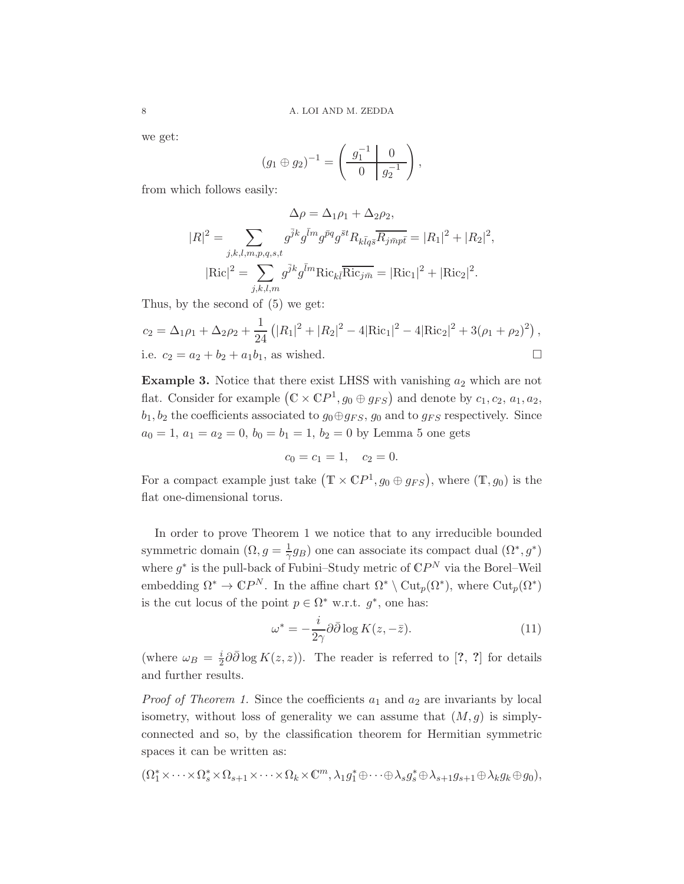we get:

$$(g_1 \oplus g_2)^{-1} = \left( \begin{array}{c|c} g_1^{-1} & 0 \\ \hline 0 & g_2^{-1} \end{array} \right),$$

from which follows easily:

$$\Delta\rho = \Delta_1\rho_1 + \Delta_2\rho_2,$$

$$|R|^2 = \sum_{j,k,l,m,p,q,s,t} g^{\bar{j}k} g^{\bar{l}m} g^{\bar{p}q} g^{\bar{s}t} R_{k\bar{l}q\bar{s}} \overline{R_{j\bar{m}p\bar{t}}} = |R_1|^2 + |R_2|^2,$$

$$|\mathrm{Ric}|^2 = \sum_{j,k,l,m} g^{\bar{j}k} g^{\bar{l}m} \mathrm{Ric}_{k\bar{l}} \overline{\mathrm{Ric}_{j\bar{m}}} = |\mathrm{Ric}_1|^2 + |\mathrm{Ric}_2|^2.$$

Thus, by the second of (5) we get:

$$c_2 = \Delta_1\rho_1 + \Delta_2\rho_2 + \frac{1}{24}\left(|R_1|^2 + |R_2|^2 - 4|\mathrm{Ric}_1|^2 - 4|\mathrm{Ric}_2|^2 + 3(\rho_1 + \rho_2)^2\right),$$

i.e. $c_2 = a_2 + b_2 + a_1 b_1$, as wished. □

**Example 3.** Notice that there exist LHSS with vanishing $a_2$ which are not flat. Consider for example $\left(\mathbb{C} \times \mathbb{C}P^1, g_0 \oplus g_{FS}\right)$ and denote by $c_1, c_2$, $a_1, a_2$, $b_1, b_2$ the coefficients associated to $g_0 \oplus g_{FS}$, $g_0$ and to $g_{FS}$ respectively. Since $a_0 = 1$, $a_1 = a_2 = 0$, $b_0 = b_1 = 1$, $b_2 = 0$ by Lemma 5 one gets

$$c_0 = c_1 = 1, \quad c_2 = 0.$$

For a compact example just take $\left(\mathbb{T} \times \mathbb{C}P^1, g_0 \oplus g_{FS}\right)$, where $(\mathbb{T}, g_0)$ is the flat one-dimensional torus.

In order to prove Theorem 1 we notice that to any irreducible bounded symmetric domain $(\Omega, g = \frac{1}{\gamma} g_B)$ one can associate its compact dual $(\Omega^*, g^*)$ where $g^*$ is the pull-back of Fubini–Study metric of $\mathbb{C}P^N$ via the Borel–Weil embedding $\Omega^* \to \mathbb{C}P^N$. In the affine chart $\Omega^* \setminus \mathrm{Cut}_p(\Omega^*)$, where $\mathrm{Cut}_p(\Omega^*)$ is the cut locus of the point $p \in \Omega^*$ w.r.t. $g^*$, one has:

$$\omega^* = -\frac{i}{2\gamma} \partial\bar{\partial} \log K(z, -\bar{z}). \tag{11}$$

(where $\omega_B = \frac{i}{2} \partial\bar{\partial} \log K(z, z)$). The reader is referred to [?, ?] for details and further results.

*Proof of Theorem 1.* Since the coefficients $a_1$ and $a_2$ are invariants by local isometry, without loss of generality we can assume that $(M, g)$ is simply-connected and so, by the classification theorem for Hermitian symmetric spaces it can be written as:

$$(\Omega_1^* \times \cdots \times \Omega_s^* \times \Omega_{s+1} \times \cdots \times \Omega_k \times \mathbb{C}^m, \lambda_1 g_1^* \oplus \cdots \oplus \lambda_s g_s^* \oplus \lambda_{s+1} g_{s+1} \oplus \lambda_k g_k \oplus g_0),$$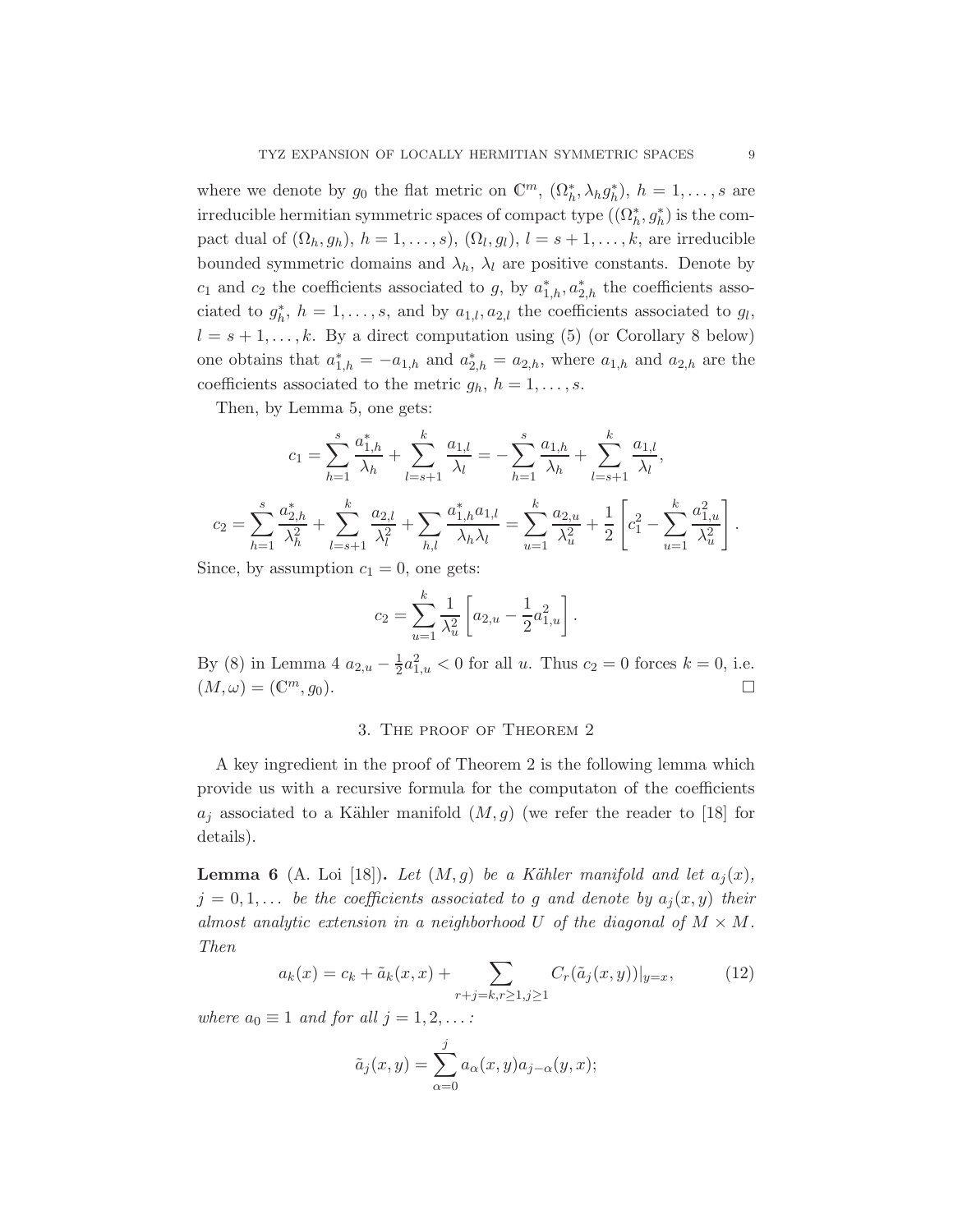where we denote by $g_0$ the flat metric on $\mathbb{C}^m$, $(\Omega_h^*, \lambda_h g_h^*)$, $h = 1, \dots, s$ are irreducible hermitian symmetric spaces of compact type ($(\Omega_h^*, g_h^*)$ is the compact dual of $(\Omega_h, g_h)$, $h = 1, \dots, s$), $(\Omega_l, g_l)$, $l = s+1, \dots, k$, are irreducible bounded symmetric domains and $\lambda_h$, $\lambda_l$ are positive constants. Denote by $c_1$ and $c_2$ the coefficients associated to $g$, by $a_{1,h}^*, a_{2,h}^*$ the coefficients associated to $g_h^*$, $h = 1, \dots, s$, and by $a_{1,l}, a_{2,l}$ the coefficients associated to $g_l$, $l = s+1, \dots, k$. By a direct computation using (5) (or Corollary 8 below) one obtains that $a_{1,h}^* = -a_{1,h}$ and $a_{2,h}^* = a_{2,h}$, where $a_{1,h}$ and $a_{2,h}$ are the coefficients associated to the metric $g_h$, $h = 1, \dots, s$.

Then, by Lemma 5, one gets:

$$c_1 = \sum_{h=1}^{s} \frac{a_{1,h}^*}{\lambda_h} + \sum_{l=s+1}^{k} \frac{a_{1,l}}{\lambda_l} = -\sum_{h=1}^{s} \frac{a_{1,h}}{\lambda_h} + \sum_{l=s+1}^{k} \frac{a_{1,l}}{\lambda_l},$$

$$c_2 = \sum_{h=1}^{s} \frac{a_{2,h}^*}{\lambda_h^2} + \sum_{l=s+1}^{k} \frac{a_{2,l}}{\lambda_l^2} + \sum_{h,l} \frac{a_{1,h}^* a_{1,l}}{\lambda_h \lambda_l} = \sum_{u=1}^{k} \frac{a_{2,u}}{\lambda_u^2} + \frac{1}{2}\left[c_1^2 - \sum_{u=1}^{k} \frac{a_{1,u}^2}{\lambda_u^2}\right].$$

Since, by assumption $c_1 = 0$, one gets:

$$c_2 = \sum_{u=1}^{k} \frac{1}{\lambda_u^2}\left[a_{2,u} - \frac{1}{2}a_{1,u}^2\right].$$

By (8) in Lemma 4 $a_{2,u} - \frac{1}{2}a_{1,u}^2 < 0$ for all $u$. Thus $c_2 = 0$ forces $k = 0$, i.e. $(M, \omega) = (\mathbb{C}^m, g_0)$. $\square$

## 3. The proof of Theorem 2

A key ingredient in the proof of Theorem 2 is the following lemma which provide us with a recursive formula for the computaton of the coefficients $a_j$ associated to a Kähler manifold $(M, g)$ (we refer the reader to [18] for details).

**Lemma 6** (A. Loi [18]). *Let $(M, g)$ be a Kähler manifold and let $a_j(x)$, $j = 0, 1, \dots$ be the coefficients associated to $g$ and denote by $a_j(x, y)$ their almost analytic extension in a neighborhood $U$ of the diagonal of $M \times M$. Then*

$$a_k(x) = c_k + \tilde{a}_k(x, x) + \sum_{r+j=k, r\geq 1, j\geq 1} C_r(\tilde{a}_j(x, y))|_{y=x}, \tag{12}$$

*where $a_0 \equiv 1$ and for all $j = 1, 2, \dots$:*

$$\tilde{a}_j(x, y) = \sum_{\alpha=0}^{j} a_\alpha(x, y) a_{j-\alpha}(y, x);$$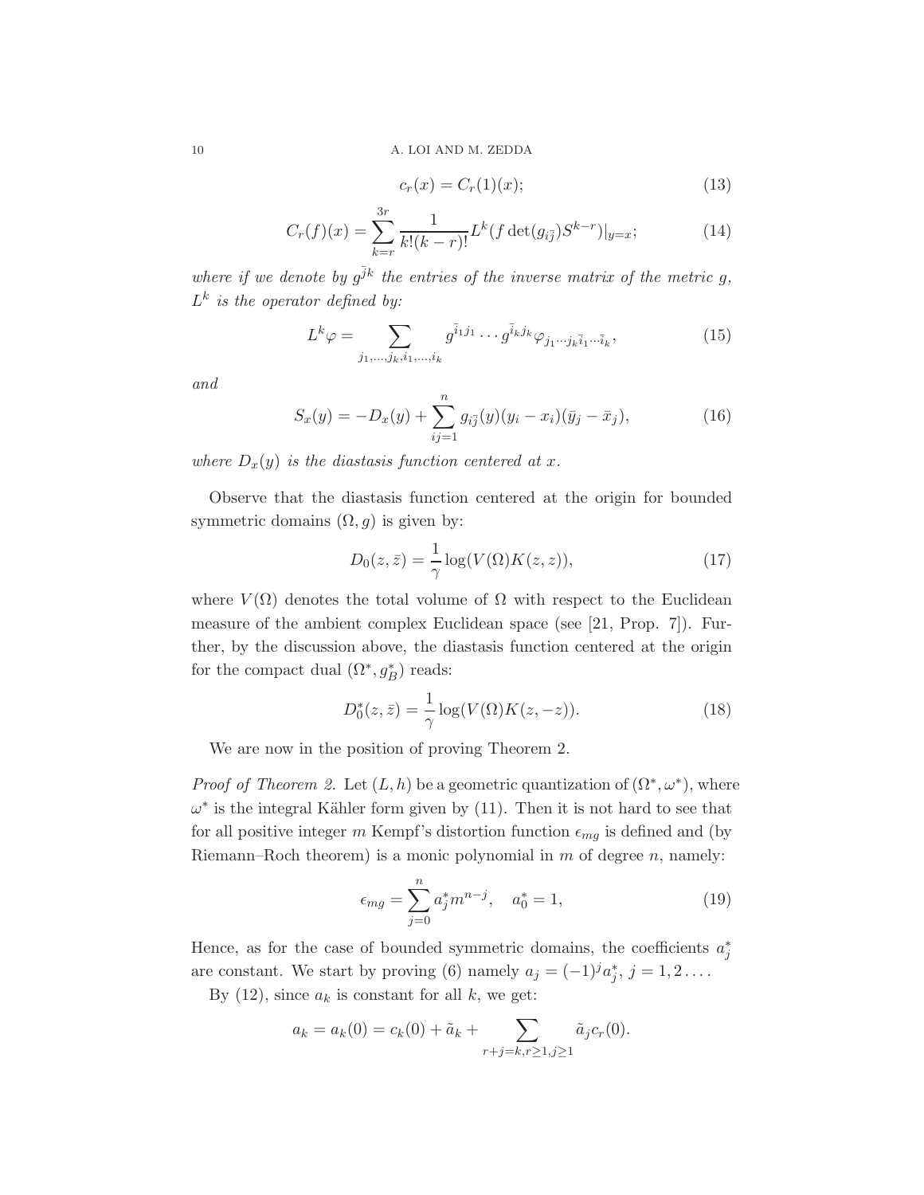$$c_r(x) = C_r(1)(x); \tag{13}$$

$$C_r(f)(x) = \sum_{k=r}^{3r} \frac{1}{k!(k-r)!} L^k(f \det(g_{i\bar{j}}) S^{k-r})|_{y=x}; \tag{14}$$

*where if we denote by $g^{\bar{j}k}$ the entries of the inverse matrix of the metric $g$, $L^k$ is the operator defined by:*

$$L^k \varphi = \sum_{j_1,\dots,j_k,i_1,\dots,i_k} g^{\bar{i}_1 j_1} \cdots g^{\bar{i}_k j_k} \varphi_{j_1 \cdots j_k \bar{i}_1 \cdots \bar{i}_k}, \tag{15}$$

*and*

$$S_x(y) = -D_x(y) + \sum_{ij=1}^{n} g_{i\bar{j}}(y)(y_i - x_i)(\bar{y}_j - \bar{x}_j), \tag{16}$$

*where $D_x(y)$ is the diastasis function centered at $x$.*

Observe that the diastasis function centered at the origin for bounded symmetric domains $(\Omega, g)$ is given by:

$$D_0(z, \bar{z}) = \frac{1}{\gamma} \log(V(\Omega) K(z, z)), \tag{17}$$

where $V(\Omega)$ denotes the total volume of $\Omega$ with respect to the Euclidean measure of the ambient complex Euclidean space (see [21, Prop. 7]). Further, by the discussion above, the diastasis function centered at the origin for the compact dual $(\Omega^*, g_B^*)$ reads:

$$D_0^*(z, \bar{z}) = \frac{1}{\gamma} \log(V(\Omega) K(z, -z)). \tag{18}$$

We are now in the position of proving Theorem 2.

*Proof of Theorem 2.* Let $(L, h)$ be a geometric quantization of $(\Omega^*, \omega^*)$, where $\omega^*$ is the integral Kähler form given by (11). Then it is not hard to see that for all positive integer $m$ Kempf's distortion function $\epsilon_{mg}$ is defined and (by Riemann–Roch theorem) is a monic polynomial in $m$ of degree $n$, namely:

$$\epsilon_{mg} = \sum_{j=0}^{n} a_j^* m^{n-j}, \quad a_0^* = 1, \tag{19}$$

Hence, as for the case of bounded symmetric domains, the coefficients $a_j^*$ are constant. We start by proving (6) namely $a_j = (-1)^j a_j^*$, $j = 1, 2 \dots$.

By (12), since $a_k$ is constant for all $k$, we get:

$$a_k = a_k(0) = c_k(0) + \tilde{a}_k + \sum_{r+j=k, r\geq 1, j\geq 1} \tilde{a}_j c_r(0).$$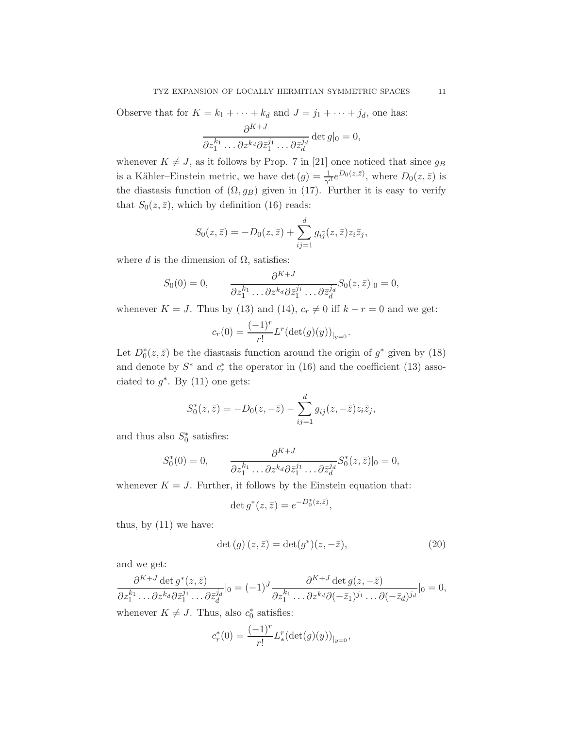Observe that for $K = k_1 + \cdots + k_d$ and $J = j_1 + \cdots + j_d$, one has:

$$\frac{\partial^{K+J}}{\partial z_1^{k_1} \ldots \partial z^{k_d} \partial \bar{z}_1^{j_1} \ldots \partial \bar{z}_d^{j_d}} \det g|_0 = 0,$$

whenever $K \neq J$, as it follows by Prop. 7 in [21] once noticed that since $g_B$ is a Kähler–Einstein metric, we have $\det(g) = \frac{1}{\gamma^d} e^{D_0(z,\bar{z})}$, where $D_0(z,\bar{z})$ is the diastasis function of $(\Omega, g_B)$ given in (17). Further it is easy to verify that $S_0(z,\bar{z})$, which by definition (16) reads:

$$S_0(z,\bar{z}) = -D_0(z,\bar{z}) + \sum_{ij=1}^{d} g_{i\bar{j}}(z,\bar{z}) z_i \bar{z}_j,$$

where $d$ is the dimension of $\Omega$, satisfies:

$$S_0(0) = 0, \qquad \frac{\partial^{K+J}}{\partial z_1^{k_1} \ldots \partial z^{k_d} \partial \bar{z}_1^{j_1} \ldots \partial \bar{z}_d^{j_d}} S_0(z,\bar{z})|_0 = 0,$$

whenever $K = J$. Thus by (13) and (14), $c_r \neq 0$ iff $k - r = 0$ and we get:

$$c_r(0) = \frac{(-1)^r}{r!} L^r(\det(g)(y))_{|_{y=0}}.$$

Let $D_0^*(z,\bar{z})$ be the diastasis function around the origin of $g^*$ given by (18) and denote by $S^*$ and $c_r^*$ the operator in (16) and the coefficient (13) associated to $g^*$. By (11) one gets:

$$S_0^*(z,\bar{z}) = -D_0(z,-\bar{z}) - \sum_{ij=1}^{d} g_{i\bar{j}}(z,-\bar{z}) z_i \bar{z}_j,$$

and thus also $S_0^*$ satisfies:

$$S_0^*(0) = 0, \qquad \frac{\partial^{K+J}}{\partial z_1^{k_1} \ldots \partial z^{k_d} \partial \bar{z}_1^{j_1} \ldots \partial \bar{z}_d^{j_d}} S_0^*(z,\bar{z})|_0 = 0,$$

whenever $K = J$. Further, it follows by the Einstein equation that:

$$\det g^*(z,\bar{z}) = e^{-D_0^*(z,\bar{z})},$$

thus, by (11) we have:

$$\det(g)(z,\bar{z}) = \det(g^*)(z,-\bar{z}), \tag{20}$$

and we get:

$$\frac{\partial^{K+J} \det g^*(z,\bar{z})}{\partial z_1^{k_1} \ldots \partial z^{k_d} \partial \bar{z}_1^{j_1} \ldots \partial \bar{z}_d^{j_d}}|_0 = (-1)^J \frac{\partial^{K+J} \det g(z,-\bar{z})}{\partial z_1^{k_1} \ldots \partial z^{k_d} \partial(-\bar{z}_1)^{j_1} \ldots \partial(-\bar{z}_d)^{j_d}}|_0 = 0,$$

whenever $K \neq J$. Thus, also $c_0^*$ satisfies:

$$c_r^*(0) = \frac{(-1)^r}{r!} L_*^r(\det(g)(y))_{|_{y=0}},$$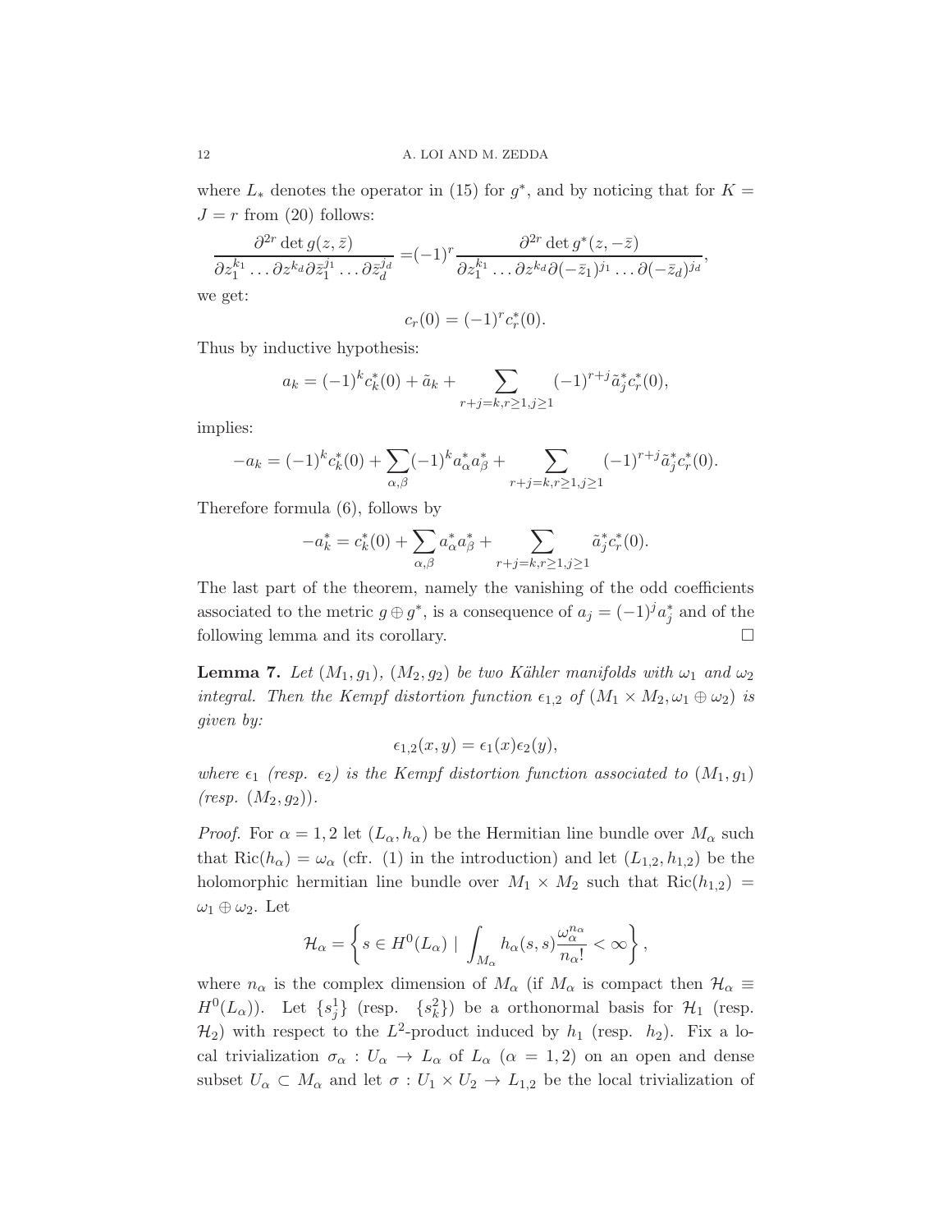where $L_*$ denotes the operator in (15) for $g^*$, and by noticing that for $K = J = r$ from (20) follows:

$$\frac{\partial^{2r} \det g(z,\bar{z})}{\partial z_1^{k_1} \dots \partial z^{k_d} \partial \bar{z}_1^{j_1} \dots \partial \bar{z}_d^{j_d}} = (-1)^r \frac{\partial^{2r} \det g^*(z,-\bar{z})}{\partial z_1^{k_1} \dots \partial z^{k_d} \partial (-\bar{z}_1)^{j_1} \dots \partial (-\bar{z}_d)^{j_d}},$$

we get:

$$c_r(0) = (-1)^r c_r^*(0).$$

Thus by inductive hypothesis:

$$a_k = (-1)^k c_k^*(0) + \tilde{a}_k + \sum_{r+j=k, r\geq 1, j\geq 1} (-1)^{r+j} \tilde{a}_j^* c_r^*(0),$$

implies:

$$-a_k = (-1)^k c_k^*(0) + \sum_{\alpha,\beta} (-1)^k a_\alpha^* a_\beta^* + \sum_{r+j=k, r\geq 1, j\geq 1} (-1)^{r+j} \tilde{a}_j^* c_r^*(0).$$

Therefore formula (6), follows by

$$-a_k^* = c_k^*(0) + \sum_{\alpha,\beta} a_\alpha^* a_\beta^* + \sum_{r+j=k, r\geq 1, j\geq 1} \tilde{a}_j^* c_r^*(0).$$

The last part of the theorem, namely the vanishing of the odd coefficients associated to the metric $g \oplus g^*$, is a consequence of $a_j = (-1)^j a_j^*$ and of the following lemma and its corollary. $\square$

**Lemma 7.** *Let $(M_1, g_1)$, $(M_2, g_2)$ be two Kähler manifolds with $\omega_1$ and $\omega_2$ integral. Then the Kempf distortion function $\epsilon_{1,2}$ of $(M_1 \times M_2, \omega_1 \oplus \omega_2)$ is given by:*

$$\epsilon_{1,2}(x,y) = \epsilon_1(x)\epsilon_2(y),$$

*where $\epsilon_1$ (resp. $\epsilon_2$) is the Kempf distortion function associated to $(M_1, g_1)$ (resp. $(M_2, g_2)$).*

*Proof.* For $\alpha = 1, 2$ let $(L_\alpha, h_\alpha)$ be the Hermitian line bundle over $M_\alpha$ such that $\mathrm{Ric}(h_\alpha) = \omega_\alpha$ (cfr. (1) in the introduction) and let $(L_{1,2}, h_{1,2})$ be the holomorphic hermitian line bundle over $M_1 \times M_2$ such that $\mathrm{Ric}(h_{1,2}) = \omega_1 \oplus \omega_2$. Let

$$\mathcal{H}_\alpha = \left\{ s \in H^0(L_\alpha) \mid \int_{M_\alpha} h_\alpha(s,s) \frac{\omega_\alpha^{n_\alpha}}{n_\alpha!} < \infty \right\},$$

where $n_\alpha$ is the complex dimension of $M_\alpha$ (if $M_\alpha$ is compact then $\mathcal{H}_\alpha \equiv H^0(L_\alpha)$). Let $\{s_j^1\}$ (resp. $\{s_k^2\}$) be a orthonormal basis for $\mathcal{H}_1$ (resp. $\mathcal{H}_2$) with respect to the $L^2$-product induced by $h_1$ (resp. $h_2$). Fix a local trivialization $\sigma_\alpha : U_\alpha \to L_\alpha$ of $L_\alpha$ ($\alpha = 1, 2$) on an open and dense subset $U_\alpha \subset M_\alpha$ and let $\sigma : U_1 \times U_2 \to L_{1,2}$ be the local trivialization of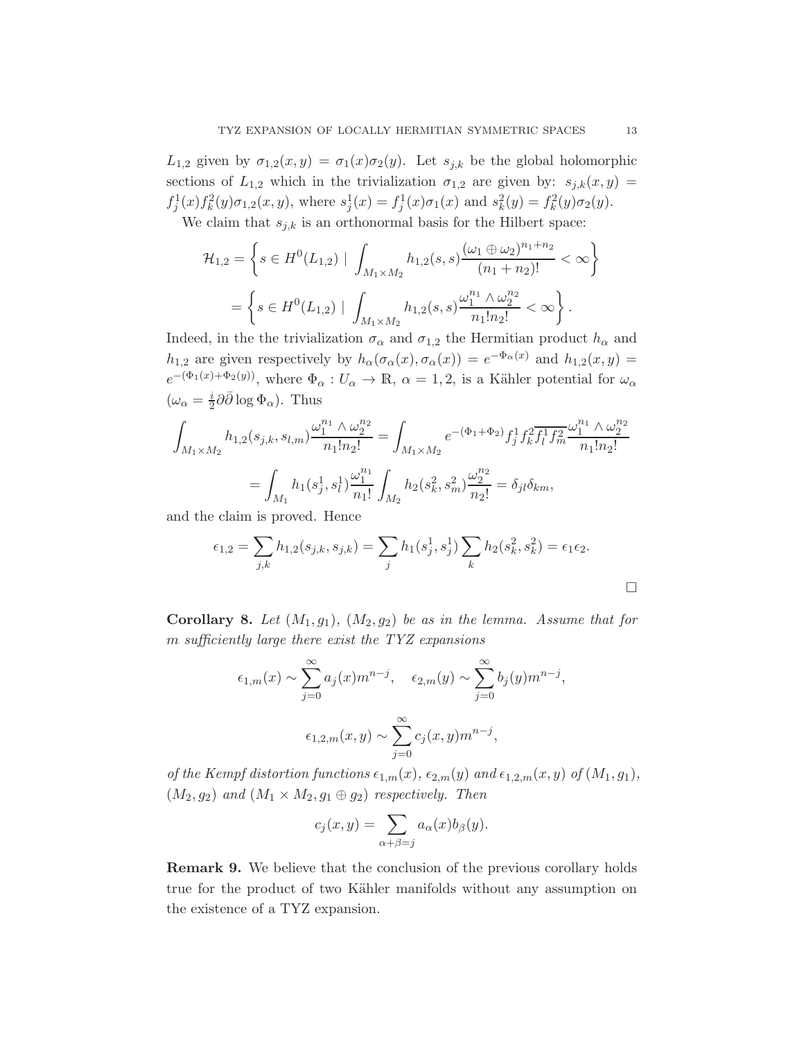$L_{1,2}$ given by $\sigma_{1,2}(x,y) = \sigma_1(x)\sigma_2(y)$. Let $s_{j,k}$ be the global holomorphic sections of $L_{1,2}$ which in the trivialization $\sigma_{1,2}$ are given by: $s_{j,k}(x,y) = f_j^1(x)f_k^2(y)\sigma_{1,2}(x,y)$, where $s_j^1(x) = f_j^1(x)\sigma_1(x)$ and $s_k^2(y) = f_k^2(y)\sigma_2(y)$.

We claim that $s_{j,k}$ is an orthonormal basis for the Hilbert space:

$$
\begin{aligned}
\mathcal{H}_{1,2} &= \left\{ s \in H^0(L_{1,2}) \mid \int_{M_1\times M_2} h_{1,2}(s,s)\frac{(\omega_1\oplus\omega_2)^{n_1+n_2}}{(n_1+n_2)!} < \infty \right\} \\
&= \left\{ s \in H^0(L_{1,2}) \mid \int_{M_1\times M_2} h_{1,2}(s,s)\frac{\omega_1^{n_1}\wedge\omega_2^{n_2}}{n_1!n_2!} < \infty \right\}.
\end{aligned}
$$

Indeed, in the the trivialization $\sigma_\alpha$ and $\sigma_{1,2}$ the Hermitian product $h_\alpha$ and $h_{1,2}$ are given respectively by $h_\alpha(\sigma_\alpha(x),\sigma_\alpha(x)) = e^{-\Phi_\alpha(x)}$ and $h_{1,2}(x,y) = e^{-(\Phi_1(x)+\Phi_2(y))}$, where $\Phi_\alpha : U_\alpha \to \mathbb{R}$, $\alpha = 1,2$, is a Kähler potential for $\omega_\alpha$ ($\omega_\alpha = \frac{i}{2}\partial\bar\partial\log\Phi_\alpha$). Thus

$$
\begin{aligned}
\int_{M_1\times M_2} h_{1,2}(s_{j,k},s_{l,m})\frac{\omega_1^{n_1}\wedge\omega_2^{n_2}}{n_1!n_2!} &= \int_{M_1\times M_2} e^{-(\Phi_1+\Phi_2)} f_j^1 f_k^2 \overline{f_l^1 f_m^2}\frac{\omega_1^{n_1}\wedge\omega_2^{n_2}}{n_1!n_2!} \\
&= \int_{M_1} h_1(s_j^1,s_l^1)\frac{\omega_1^{n_1}}{n_1!}\int_{M_2} h_2(s_k^2,s_m^2)\frac{\omega_2^{n_2}}{n_2!} = \delta_{jl}\delta_{km},
\end{aligned}
$$

and the claim is proved. Hence

$$
\epsilon_{1,2} = \sum_{j,k} h_{1,2}(s_{j,k},s_{j,k}) = \sum_j h_1(s_j^1,s_j^1)\sum_k h_2(s_k^2,s_k^2) = \epsilon_1\epsilon_2.
$$

□

**Corollary 8.** *Let $(M_1,g_1)$, $(M_2,g_2)$ be as in the lemma. Assume that for $m$ sufficiently large there exist the TYZ expansions*

$$
\epsilon_{1,m}(x) \sim \sum_{j=0}^{\infty} a_j(x)m^{n-j}, \quad \epsilon_{2,m}(y) \sim \sum_{j=0}^{\infty} b_j(y)m^{n-j},
$$

$$
\epsilon_{1,2,m}(x,y) \sim \sum_{j=0}^{\infty} c_j(x,y)m^{n-j},
$$

*of the Kempf distortion functions $\epsilon_{1,m}(x)$, $\epsilon_{2,m}(y)$ and $\epsilon_{1,2,m}(x,y)$ of $(M_1,g_1)$, $(M_2,g_2)$ and $(M_1\times M_2, g_1\oplus g_2)$ respectively. Then*

$$
c_j(x,y) = \sum_{\alpha+\beta=j} a_\alpha(x)b_\beta(y).
$$

**Remark 9.** We believe that the conclusion of the previous corollary holds true for the product of two Kähler manifolds without any assumption on the existence of a TYZ expansion.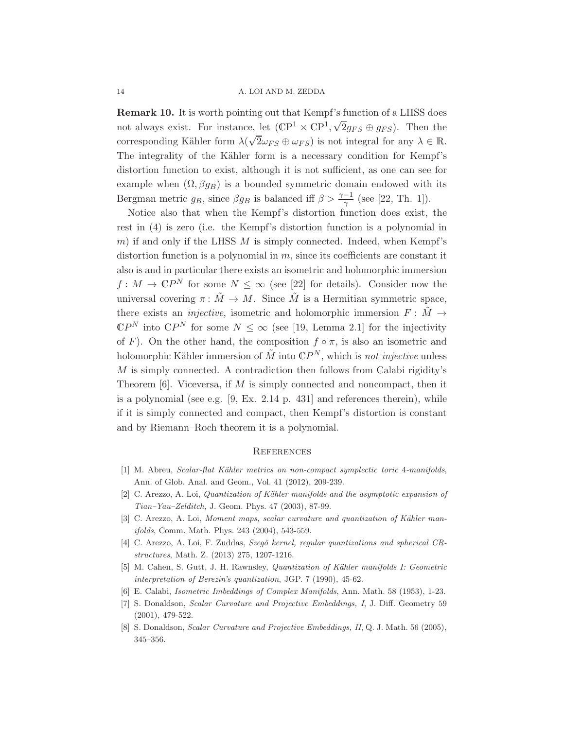**Remark 10.** It is worth pointing out that Kempf's function of a LHSS does not always exist. For instance, let $(\mathbb{C}\mathrm{P}^1 \times \mathbb{C}\mathrm{P}^1, \sqrt{2}g_{FS} \oplus g_{FS})$. Then the corresponding Kähler form $\lambda(\sqrt{2}\omega_{FS} \oplus \omega_{FS})$ is not integral for any $\lambda \in \mathbb{R}$. The integrality of the Kähler form is a necessary condition for Kempf's distortion function to exist, although it is not sufficient, as one can see for example when $(\Omega, \beta g_B)$ is a bounded symmetric domain endowed with its Bergman metric $g_B$, since $\beta g_B$ is balanced iff $\beta > \frac{\gamma - 1}{\gamma}$ (see [22, Th. 1]).

Notice also that when the Kempf's distortion function does exist, the rest in (4) is zero (i.e. the Kempf's distortion function is a polynomial in $m$) if and only if the LHSS $M$ is simply connected. Indeed, when Kempf's distortion function is a polynomial in $m$, since its coefficients are constant it also is and in particular there exists an isometric and holomorphic immersion $f : M \to \mathbb{C}P^N$ for some $N \leq \infty$ (see [22] for details). Consider now the universal covering $\pi : \tilde{M} \to M$. Since $\tilde{M}$ is a Hermitian symmetric space, there exists an *injective*, isometric and holomorphic immersion $F : \tilde{M} \to \mathbb{C}P^N$ into $\mathbb{C}P^N$ for some $N \leq \infty$ (see [19, Lemma 2.1] for the injectivity of $F$). On the other hand, the composition $f \circ \pi$, is also an isometric and holomorphic Kähler immersion of $\tilde{M}$ into $\mathbb{C}P^N$, which is *not injective* unless $M$ is simply connected. A contradiction then follows from Calabi rigidity's Theorem [6]. Viceversa, if $M$ is simply connected and noncompact, then it is a polynomial (see e.g. [9, Ex. 2.14 p. 431] and references therein), while if it is simply connected and compact, then Kempf's distortion is constant and by Riemann–Roch theorem it is a polynomial.

## References

[1] M. Abreu, *Scalar-flat Kähler metrics on non-compact symplectic toric 4-manifolds*, Ann. of Glob. Anal. and Geom., Vol. 41 (2012), 209-239.

[2] C. Arezzo, A. Loi, *Quantization of Kähler manifolds and the asymptotic expansion of Tian–Yau–Zelditch*, J. Geom. Phys. 47 (2003), 87-99.

[3] C. Arezzo, A. Loi, *Moment maps, scalar curvature and quantization of Kähler manifolds*, Comm. Math. Phys. 243 (2004), 543-559.

[4] C. Arezzo, A. Loi, F. Zuddas, *Szegö kernel, regular quantizations and spherical CR-structures*, Math. Z. (2013) 275, 1207-1216.

[5] M. Cahen, S. Gutt, J. H. Rawnsley, *Quantization of Kähler manifolds I: Geometric interpretation of Berezin's quantization*, JGP. 7 (1990), 45-62.

[6] E. Calabi, *Isometric Imbeddings of Complex Manifolds*, Ann. Math. 58 (1953), 1-23.

[7] S. Donaldson, *Scalar Curvature and Projective Embeddings, I*, J. Diff. Geometry 59 (2001), 479-522.

[8] S. Donaldson, *Scalar Curvature and Projective Embeddings, II*, Q. J. Math. 56 (2005), 345–356.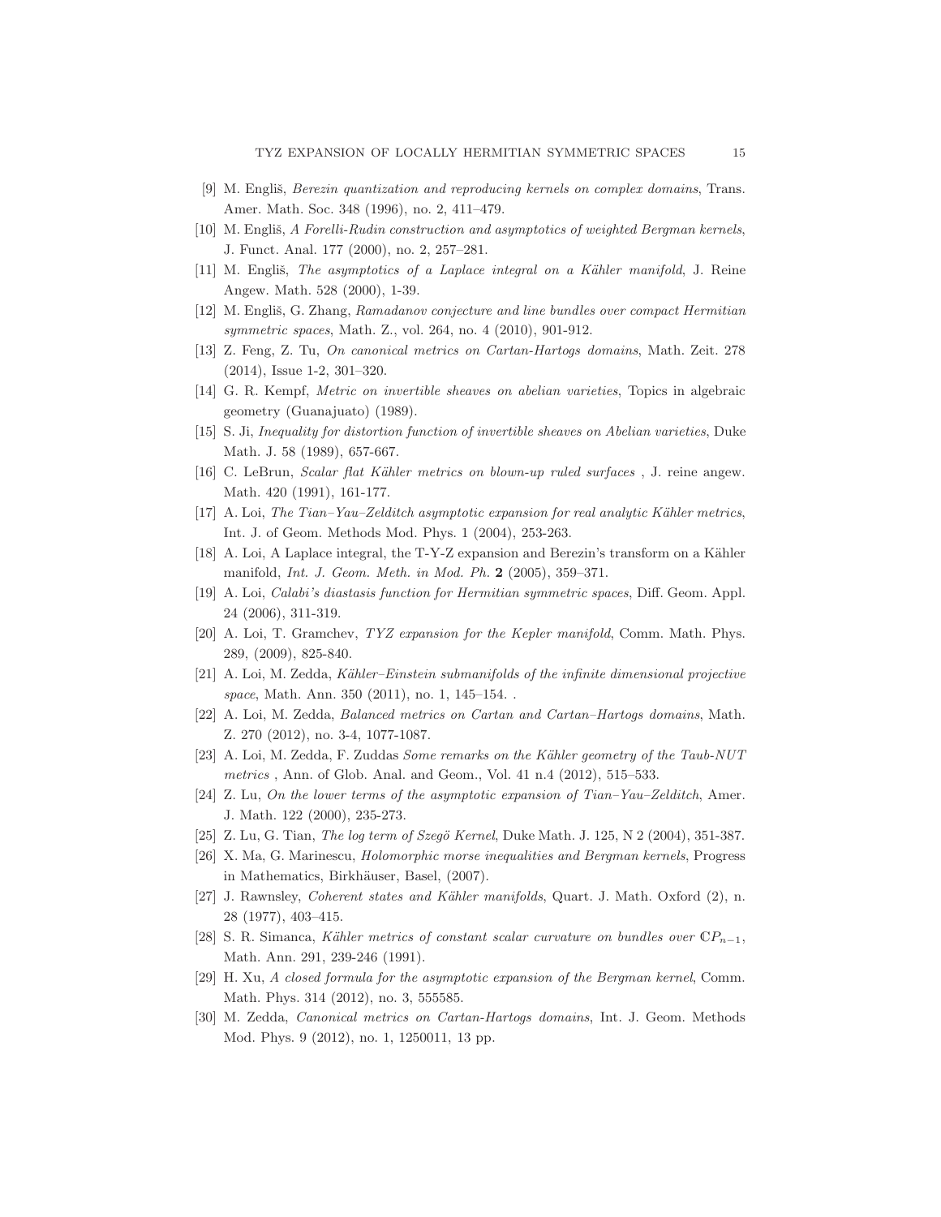[9] M. Engliš, *Berezin quantization and reproducing kernels on complex domains*, Trans. Amer. Math. Soc. 348 (1996), no. 2, 411–479.

[10] M. Engliš, *A Forelli-Rudin construction and asymptotics of weighted Bergman kernels*, J. Funct. Anal. 177 (2000), no. 2, 257–281.

[11] M. Engliš, *The asymptotics of a Laplace integral on a Kähler manifold*, J. Reine Angew. Math. 528 (2000), 1-39.

[12] M. Engliš, G. Zhang, *Ramadanov conjecture and line bundles over compact Hermitian symmetric spaces*, Math. Z., vol. 264, no. 4 (2010), 901-912.

[13] Z. Feng, Z. Tu, *On canonical metrics on Cartan-Hartogs domains*, Math. Zeit. 278 (2014), Issue 1-2, 301–320.

[14] G. R. Kempf, *Metric on invertible sheaves on abelian varieties*, Topics in algebraic geometry (Guanajuato) (1989).

[15] S. Ji, *Inequality for distortion function of invertible sheaves on Abelian varieties*, Duke Math. J. 58 (1989), 657-667.

[16] C. LeBrun, *Scalar flat Kähler metrics on blown-up ruled surfaces* , J. reine angew. Math. 420 (1991), 161-177.

[17] A. Loi, *The Tian–Yau–Zelditch asymptotic expansion for real analytic Kähler metrics*, Int. J. of Geom. Methods Mod. Phys. 1 (2004), 253-263.

[18] A. Loi, A Laplace integral, the T-Y-Z expansion and Berezin's transform on a Kähler manifold, *Int. J. Geom. Meth. in Mod. Ph.* **2** (2005), 359–371.

[19] A. Loi, *Calabi's diastasis function for Hermitian symmetric spaces*, Diff. Geom. Appl. 24 (2006), 311-319.

[20] A. Loi, T. Gramchev, *TYZ expansion for the Kepler manifold*, Comm. Math. Phys. 289, (2009), 825-840.

[21] A. Loi, M. Zedda, *Kähler–Einstein submanifolds of the infinite dimensional projective space*, Math. Ann. 350 (2011), no. 1, 145–154. .

[22] A. Loi, M. Zedda, *Balanced metrics on Cartan and Cartan–Hartogs domains*, Math. Z. 270 (2012), no. 3-4, 1077-1087.

[23] A. Loi, M. Zedda, F. Zuddas *Some remarks on the Kähler geometry of the Taub-NUT metrics* , Ann. of Glob. Anal. and Geom., Vol. 41 n.4 (2012), 515–533.

[24] Z. Lu, *On the lower terms of the asymptotic expansion of Tian–Yau–Zelditch*, Amer. J. Math. 122 (2000), 235-273.

[25] Z. Lu, G. Tian, *The log term of Szegö Kernel*, Duke Math. J. 125, N 2 (2004), 351-387.

[26] X. Ma, G. Marinescu, *Holomorphic morse inequalities and Bergman kernels*, Progress in Mathematics, Birkhäuser, Basel, (2007).

[27] J. Rawnsley, *Coherent states and Kähler manifolds*, Quart. J. Math. Oxford (2), n. 28 (1977), 403–415.

[28] S. R. Simanca, *Kähler metrics of constant scalar curvature on bundles over* $\mathbb{C}P_{n-1}$, Math. Ann. 291, 239-246 (1991).

[29] H. Xu, *A closed formula for the asymptotic expansion of the Bergman kernel*, Comm. Math. Phys. 314 (2012), no. 3, 555585.

[30] M. Zedda, *Canonical metrics on Cartan-Hartogs domains*, Int. J. Geom. Methods Mod. Phys. 9 (2012), no. 1, 1250011, 13 pp.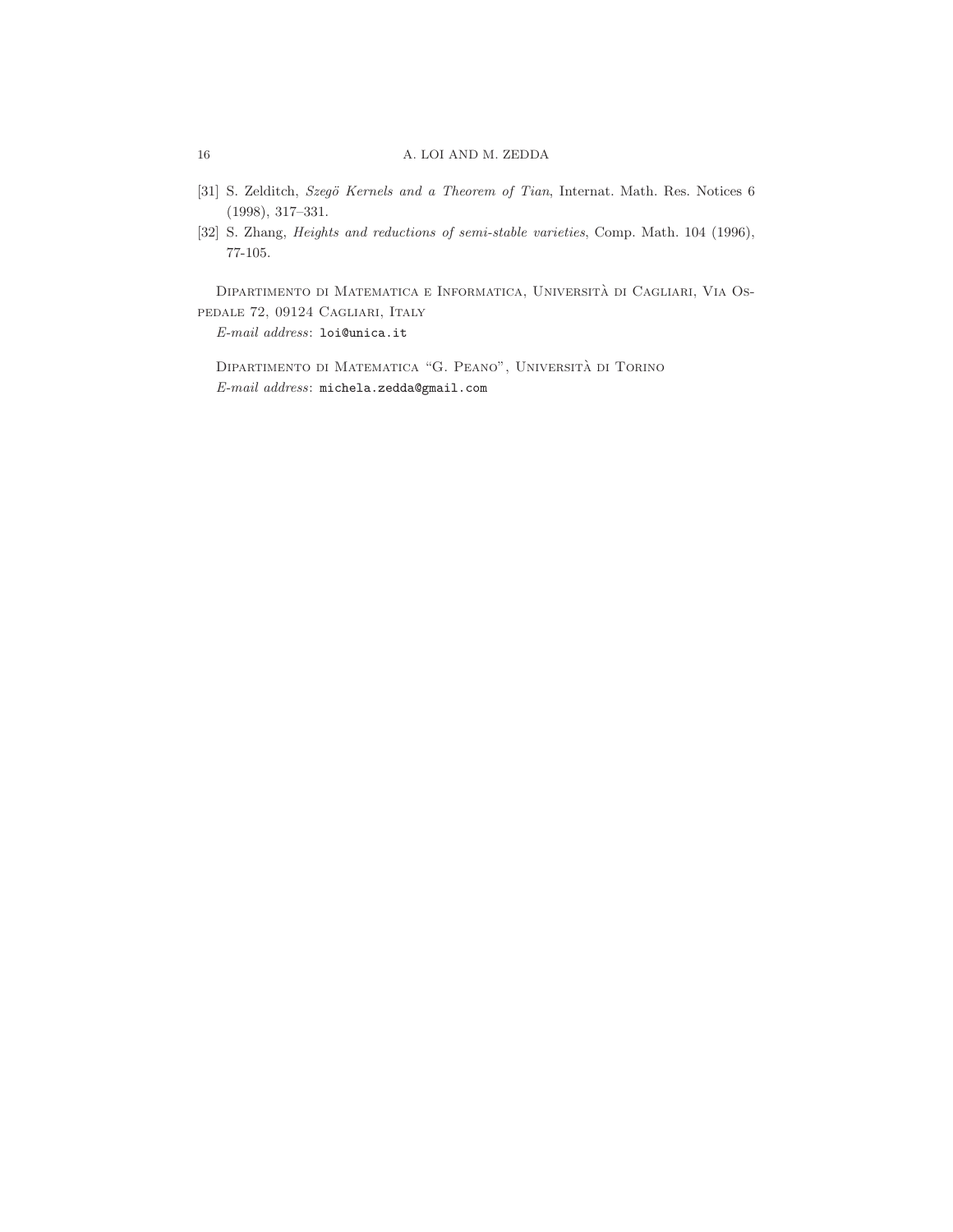[31] S. Zelditch, *Szegö Kernels and a Theorem of Tian*, Internat. Math. Res. Notices 6 (1998), 317–331.

[32] S. Zhang, *Heights and reductions of semi-stable varieties*, Comp. Math. 104 (1996), 77-105.

Dipartimento di Matematica e Informatica, Università di Cagliari, Via Ospedale 72, 09124 Cagliari, Italy

*E-mail address*: loi@unica.it

Dipartimento di Matematica "G. Peano", Università di Torino

*E-mail address*: michela.zedda@gmail.com